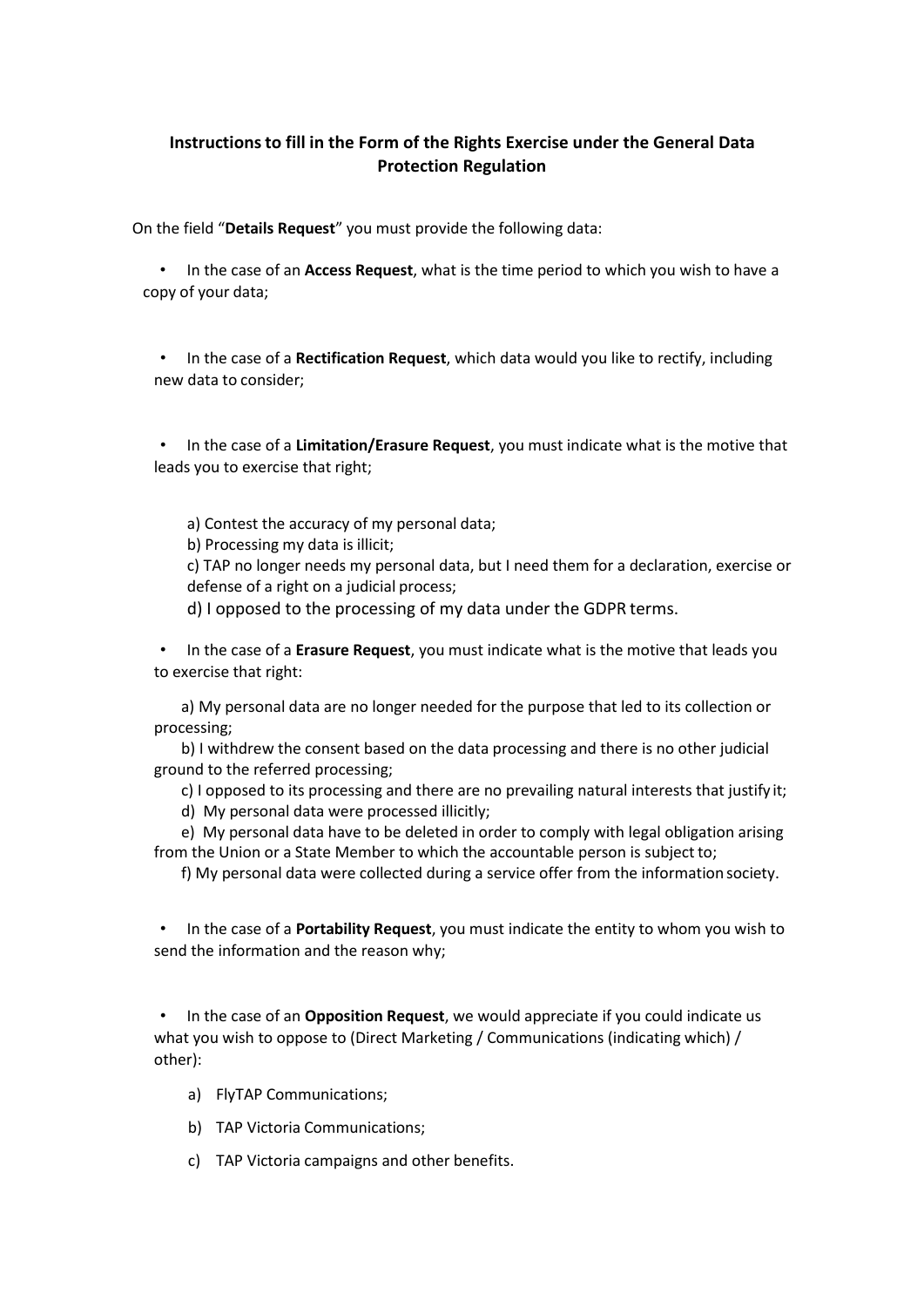## Instructions to fill in the Form of the Rights Exercise under the General Data Protection Regulation

On the field "**Details Request**" you must provide the following data:

- In the case of an **Access Request**, what is the time period to which you wish to have a copy of your data;

- In the case of a **Rectification Request**, which data would you like to rectify, including new data to consider;

- In the case of a **Limitation/Erasure Request**, you must indicate what is the motive that leads you to exercise that right;

  a) Contest the accuracy of my personal data;
  b) Processing my data is illicit;
  c) TAP no longer needs my personal data, but I need them for a declaration, exercise or defense of a right on a judicial process;
  d) I opposed to the processing of my data under the GDPR terms.

- In the case of a **Erasure Request**, you must indicate what is the motive that leads you to exercise that right:

  a) My personal data are no longer needed for the purpose that led to its collection or processing;
  b) I withdrew the consent based on the data processing and there is no other judicial ground to the referred processing;
  c) I opposed to its processing and there are no prevailing natural interests that justify it;
  d) My personal data were processed illicitly;
  e) My personal data have to be deleted in order to comply with legal obligation arising from the Union or a State Member to which the accountable person is subject to;
  f) My personal data were collected during a service offer from the information society.

- In the case of a **Portability Request**, you must indicate the entity to whom you wish to send the information and the reason why;

- In the case of an **Opposition Request**, we would appreciate if you could indicate us what you wish to oppose to (Direct Marketing / Communications (indicating which) / other):

  a) FlyTAP Communications;

  b) TAP Victoria Communications;

  c) TAP Victoria campaigns and other benefits.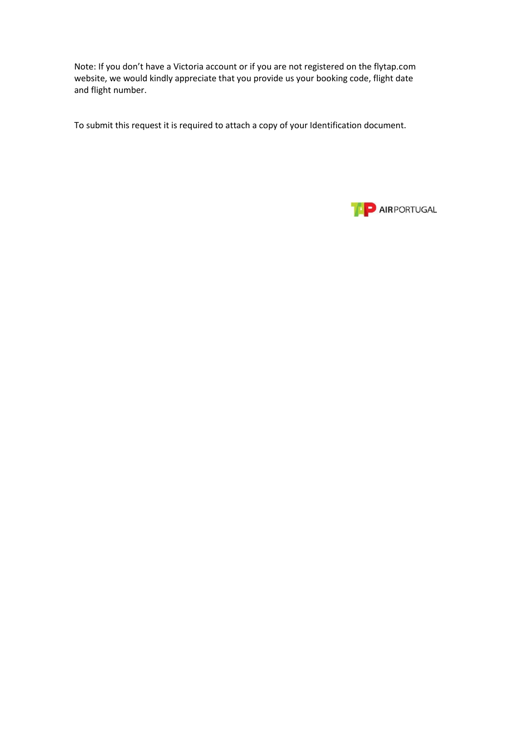Note: If you don't have a Victoria account or if you are not registered on the flytap.com website, we would kindly appreciate that you provide us your booking code, flight date and flight number.

To submit this request it is required to attach a copy of your Identification document.

TAP AIRPORTUGAL